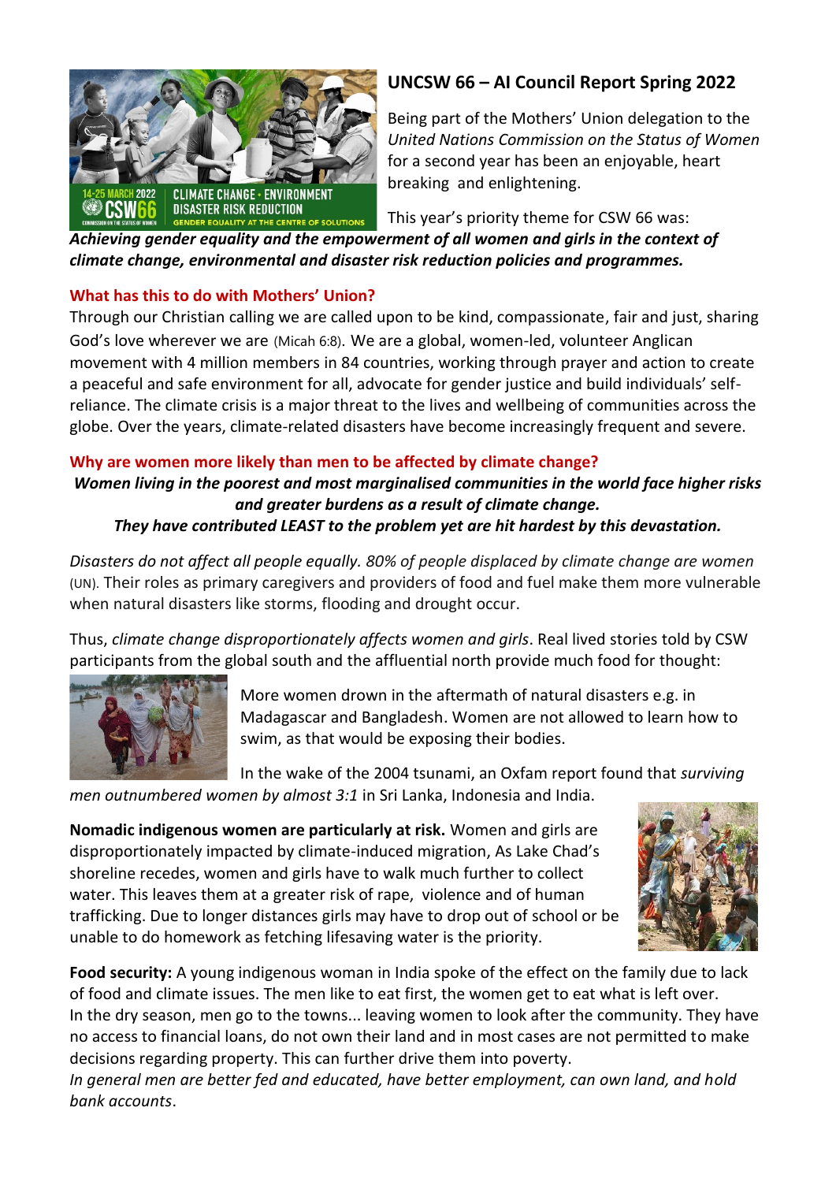## UNCSW 66 – AI Council Report Spring 2022

Being part of the Mothers' Union delegation to the *United Nations Commission on the Status of Women* for a second year has been an enjoyable, heart breaking and enlightening.

This year's priority theme for CSW 66 was:

***Achieving gender equality and the empowerment of all women and girls in the context of climate change, environmental and disaster risk reduction policies and programmes.***

### What has this to do with Mothers' Union?

Through our Christian calling we are called upon to be kind, compassionate, fair and just, sharing God's love wherever we are (Micah 6:8). We are a global, women-led, volunteer Anglican movement with 4 million members in 84 countries, working through prayer and action to create a peaceful and safe environment for all, advocate for gender justice and build individuals' self-reliance. The climate crisis is a major threat to the lives and wellbeing of communities across the globe. Over the years, climate-related disasters have become increasingly frequent and severe.

### Why are women more likely than men to be affected by climate change?

***Women living in the poorest and most marginalised communities in the world face higher risks and greater burdens as a result of climate change.***
***They have contributed LEAST to the problem yet are hit hardest by this devastation.***

*Disasters do not affect all people equally. 80% of people displaced by climate change are women* (UN). Their roles as primary caregivers and providers of food and fuel make them more vulnerable when natural disasters like storms, flooding and drought occur.

Thus, *climate change disproportionately affects women and girls*. Real lived stories told by CSW participants from the global south and the affluential north provide much food for thought:

More women drown in the aftermath of natural disasters e.g. in Madagascar and Bangladesh. Women are not allowed to learn how to swim, as that would be exposing their bodies.

In the wake of the 2004 tsunami, an Oxfam report found that *surviving men outnumbered women by almost 3:1* in Sri Lanka, Indonesia and India.

**Nomadic indigenous women are particularly at risk.** Women and girls are disproportionately impacted by climate-induced migration, As Lake Chad's shoreline recedes, women and girls have to walk much further to collect water. This leaves them at a greater risk of rape, violence and of human trafficking. Due to longer distances girls may have to drop out of school or be unable to do homework as fetching lifesaving water is the priority.

**Food security:** A young indigenous woman in India spoke of the effect on the family due to lack of food and climate issues. The men like to eat first, the women get to eat what is left over. In the dry season, men go to the towns... leaving women to look after the community. They have no access to financial loans, do not own their land and in most cases are not permitted to make decisions regarding property. This can further drive them into poverty.
*In general men are better fed and educated, have better employment, can own land, and hold bank accounts*.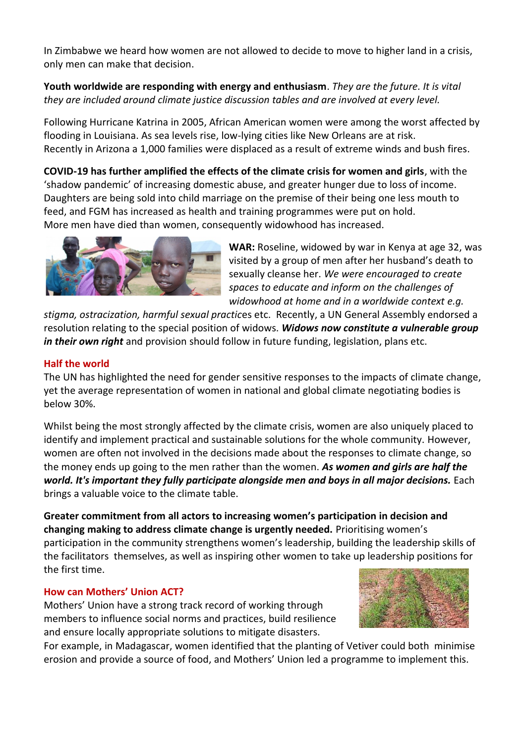In Zimbabwe we heard how women are not allowed to decide to move to higher land in a crisis, only men can make that decision.

**Youth worldwide are responding with energy and enthusiasm**. *They are the future. It is vital they are included around climate justice discussion tables and are involved at every level.*

Following Hurricane Katrina in 2005, African American women were among the worst affected by flooding in Louisiana. As sea levels rise, low-lying cities like New Orleans are at risk.
Recently in Arizona a 1,000 families were displaced as a result of extreme winds and bush fires.

**COVID-19 has further amplified the effects of the climate crisis for women and girls**, with the 'shadow pandemic' of increasing domestic abuse, and greater hunger due to loss of income. Daughters are being sold into child marriage on the premise of their being one less mouth to feed, and FGM has increased as health and training programmes were put on hold.
More men have died than women, consequently widowhood has increased.

**WAR:** Roseline, widowed by war in Kenya at age 32, was visited by a group of men after her husband's death to sexually cleanse her. *We were encouraged to create spaces to educate and inform on the challenges of widowhood at home and in a worldwide context e.g. stigma, ostracization, harmful sexual practic*es etc. Recently, a UN General Assembly endorsed a resolution relating to the special position of widows. ***Widows now constitute a vulnerable group in their own right*** and provision should follow in future funding, legislation, plans etc.

## Half the world

The UN has highlighted the need for gender sensitive responses to the impacts of climate change, yet the average representation of women in national and global climate negotiating bodies is below 30%.

Whilst being the most strongly affected by the climate crisis, women are also uniquely placed to identify and implement practical and sustainable solutions for the whole community. However, women are often not involved in the decisions made about the responses to climate change, so the money ends up going to the men rather than the women. ***As women and girls are half the world. It's important they fully participate alongside men and boys in all major decisions.*** Each brings a valuable voice to the climate table.

**Greater commitment from all actors to increasing women's participation in decision and changing making to address climate change is urgently needed.** Prioritising women's participation in the community strengthens women's leadership, building the leadership skills of the facilitators themselves, as well as inspiring other women to take up leadership positions for the first time.

## How can Mothers' Union ACT?

Mothers' Union have a strong track record of working through members to influence social norms and practices, build resilience and ensure locally appropriate solutions to mitigate disasters.
For example, in Madagascar, women identified that the planting of Vetiver could both minimise erosion and provide a source of food, and Mothers' Union led a programme to implement this.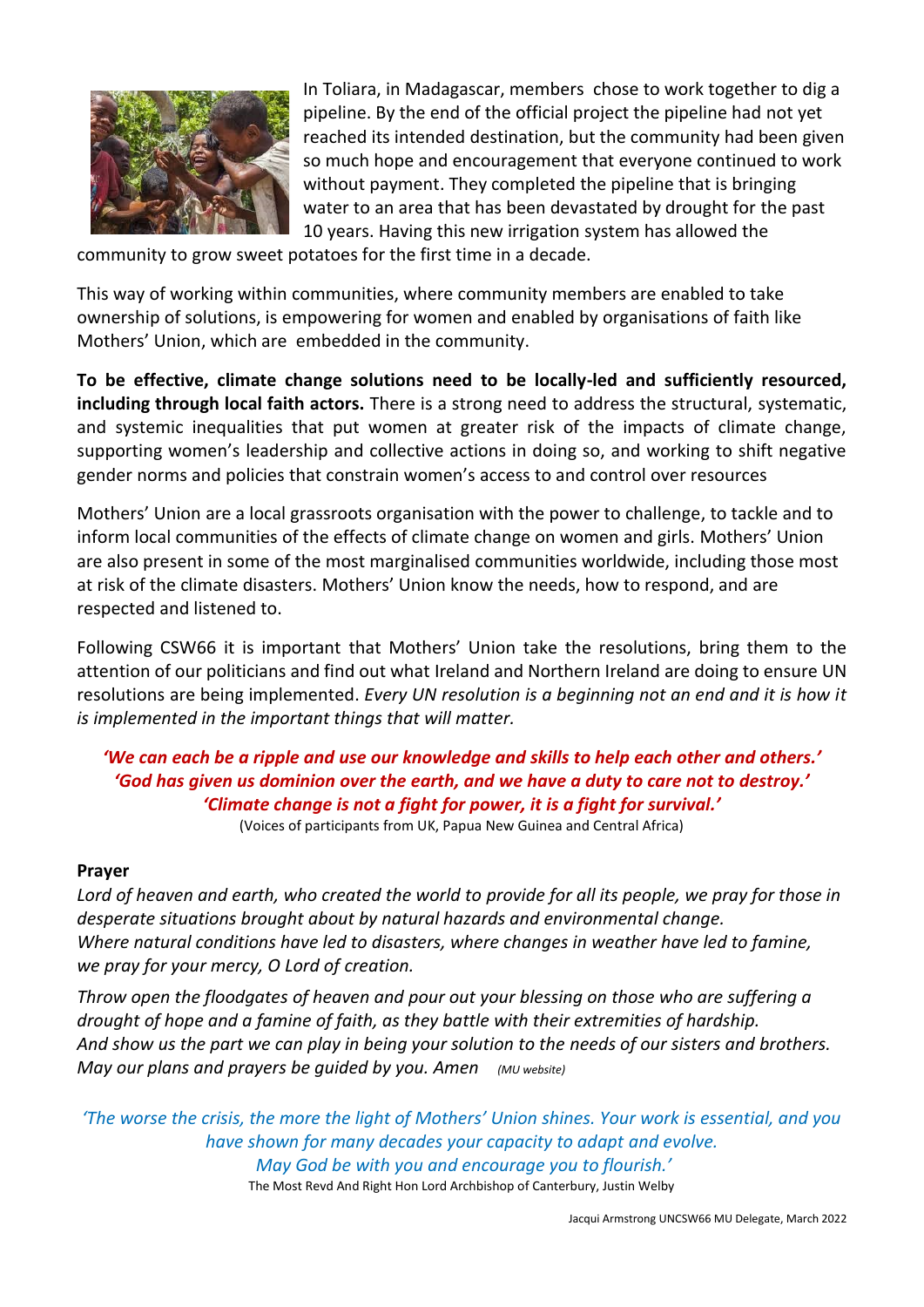In Toliara, in Madagascar, members chose to work together to dig a pipeline. By the end of the official project the pipeline had not yet reached its intended destination, but the community had been given so much hope and encouragement that everyone continued to work without payment. They completed the pipeline that is bringing water to an area that has been devastated by drought for the past 10 years. Having this new irrigation system has allowed the community to grow sweet potatoes for the first time in a decade.

This way of working within communities, where community members are enabled to take ownership of solutions, is empowering for women and enabled by organisations of faith like Mothers' Union, which are embedded in the community.

**To be effective, climate change solutions need to be locally-led and sufficiently resourced, including through local faith actors.** There is a strong need to address the structural, systematic, and systemic inequalities that put women at greater risk of the impacts of climate change, supporting women's leadership and collective actions in doing so, and working to shift negative gender norms and policies that constrain women's access to and control over resources

Mothers' Union are a local grassroots organisation with the power to challenge, to tackle and to inform local communities of the effects of climate change on women and girls. Mothers' Union are also present in some of the most marginalised communities worldwide, including those most at risk of the climate disasters. Mothers' Union know the needs, how to respond, and are respected and listened to.

Following CSW66 it is important that Mothers' Union take the resolutions, bring them to the attention of our politicians and find out what Ireland and Northern Ireland are doing to ensure UN resolutions are being implemented. *Every UN resolution is a beginning not an end and it is how it is implemented in the important things that will matter.*

***'We can each be a ripple and use our knowledge and skills to help each other and others.'***
***'God has given us dominion over the earth, and we have a duty to care not to destroy.'***
***'Climate change is not a fight for power, it is a fight for survival.'***
(Voices of participants from UK, Papua New Guinea and Central Africa)

**Prayer**

*Lord of heaven and earth, who created the world to provide for all its people, we pray for those in desperate situations brought about by natural hazards and environmental change.*
*Where natural conditions have led to disasters, where changes in weather have led to famine, we pray for your mercy, O Lord of creation.*

*Throw open the floodgates of heaven and pour out your blessing on those who are suffering a drought of hope and a famine of faith, as they battle with their extremities of hardship.*
*And show us the part we can play in being your solution to the needs of our sisters and brothers.*
*May our plans and prayers be guided by you. Amen* *(MU website)*

*'The worse the crisis, the more the light of Mothers' Union shines. Your work is essential, and you have shown for many decades your capacity to adapt and evolve.*
*May God be with you and encourage you to flourish.'*
The Most Revd And Right Hon Lord Archbishop of Canterbury, Justin Welby

Jacqui Armstrong UNCSW66 MU Delegate, March 2022